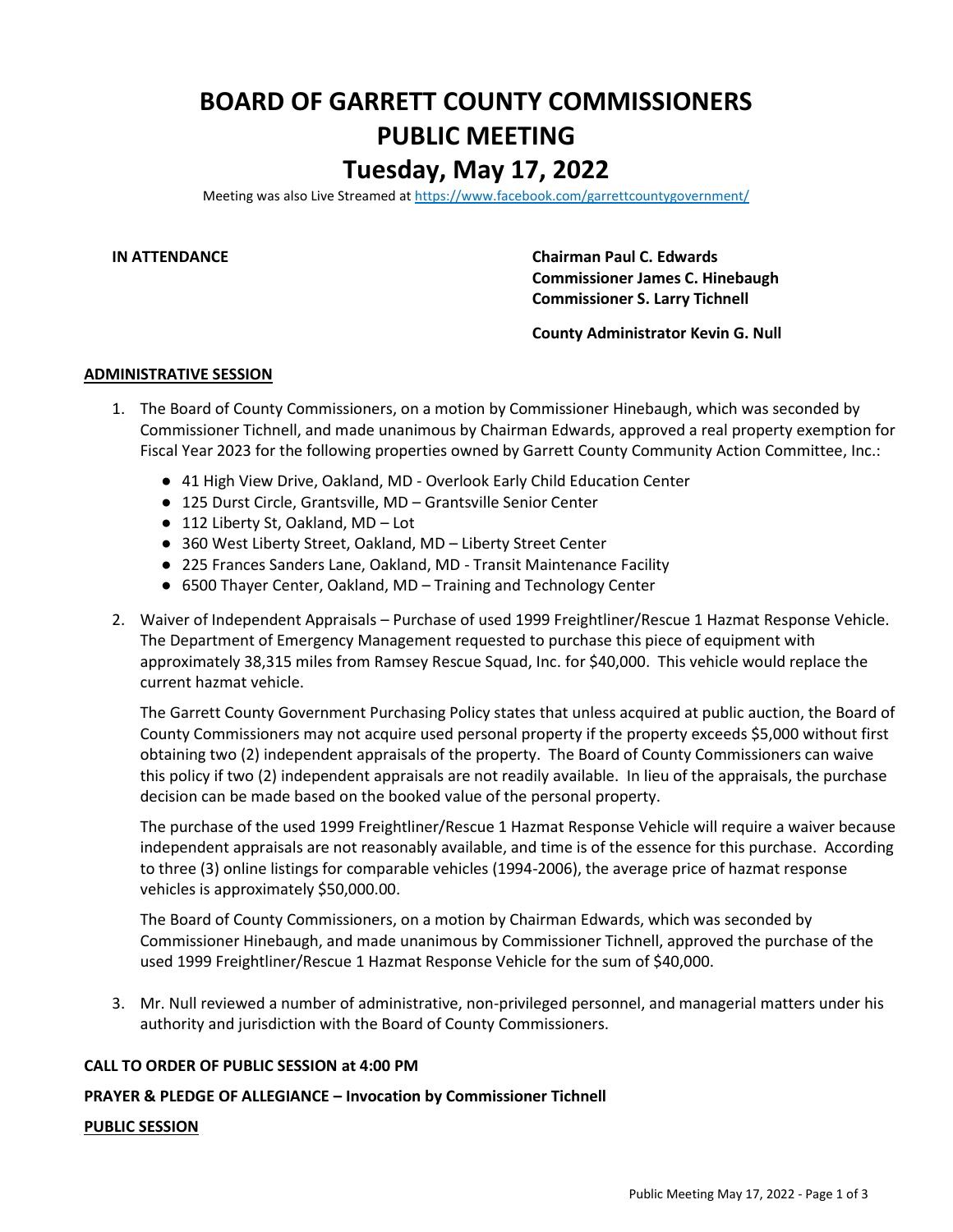# BOARD OF GARRETT COUNTY COMMISSIONERS
# PUBLIC MEETING
# Tuesday, May 17, 2022

Meeting was also Live Streamed at https://www.facebook.com/garrettcountygovernment/

**IN ATTENDANCE**

**Chairman Paul C. Edwards**
**Commissioner James C. Hinebaugh**
**Commissioner S. Larry Tichnell**

**County Administrator Kevin G. Null**

## ADMINISTRATIVE SESSION

1. The Board of County Commissioners, on a motion by Commissioner Hinebaugh, which was seconded by Commissioner Tichnell, and made unanimous by Chairman Edwards, approved a real property exemption for Fiscal Year 2023 for the following properties owned by Garrett County Community Action Committee, Inc.:
   - 41 High View Drive, Oakland, MD - Overlook Early Child Education Center
   - 125 Durst Circle, Grantsville, MD – Grantsville Senior Center
   - 112 Liberty St, Oakland, MD – Lot
   - 360 West Liberty Street, Oakland, MD – Liberty Street Center
   - 225 Frances Sanders Lane, Oakland, MD - Transit Maintenance Facility
   - 6500 Thayer Center, Oakland, MD – Training and Technology Center

2. Waiver of Independent Appraisals – Purchase of used 1999 Freightliner/Rescue 1 Hazmat Response Vehicle. The Department of Emergency Management requested to purchase this piece of equipment with approximately 38,315 miles from Ramsey Rescue Squad, Inc. for $40,000. This vehicle would replace the current hazmat vehicle.

   The Garrett County Government Purchasing Policy states that unless acquired at public auction, the Board of County Commissioners may not acquire used personal property if the property exceeds $5,000 without first obtaining two (2) independent appraisals of the property. The Board of County Commissioners can waive this policy if two (2) independent appraisals are not readily available. In lieu of the appraisals, the purchase decision can be made based on the booked value of the personal property.

   The purchase of the used 1999 Freightliner/Rescue 1 Hazmat Response Vehicle will require a waiver because independent appraisals are not reasonably available, and time is of the essence for this purchase. According to three (3) online listings for comparable vehicles (1994-2006), the average price of hazmat response vehicles is approximately $50,000.00.

   The Board of County Commissioners, on a motion by Chairman Edwards, which was seconded by Commissioner Hinebaugh, and made unanimous by Commissioner Tichnell, approved the purchase of the used 1999 Freightliner/Rescue 1 Hazmat Response Vehicle for the sum of $40,000.

3. Mr. Null reviewed a number of administrative, non-privileged personnel, and managerial matters under his authority and jurisdiction with the Board of County Commissioners.

**CALL TO ORDER OF PUBLIC SESSION at 4:00 PM**

**PRAYER & PLEDGE OF ALLEGIANCE – Invocation by Commissioner Tichnell**

## PUBLIC SESSION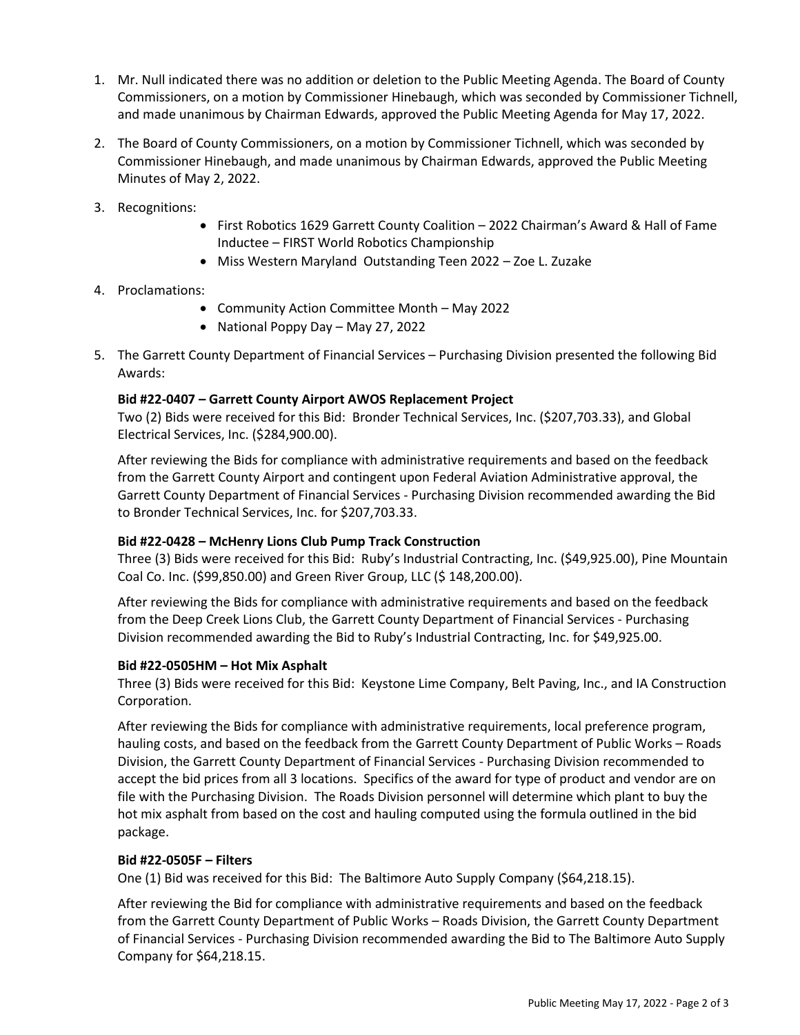1. Mr. Null indicated there was no addition or deletion to the Public Meeting Agenda. The Board of County Commissioners, on a motion by Commissioner Hinebaugh, which was seconded by Commissioner Tichnell, and made unanimous by Chairman Edwards, approved the Public Meeting Agenda for May 17, 2022.

2. The Board of County Commissioners, on a motion by Commissioner Tichnell, which was seconded by Commissioner Hinebaugh, and made unanimous by Chairman Edwards, approved the Public Meeting Minutes of May 2, 2022.

3. Recognitions:
   - First Robotics 1629 Garrett County Coalition – 2022 Chairman's Award & Hall of Fame Inductee – FIRST World Robotics Championship
   - Miss Western Maryland Outstanding Teen 2022 – Zoe L. Zuzake

4. Proclamations:
   - Community Action Committee Month – May 2022
   - National Poppy Day – May 27, 2022

5. The Garrett County Department of Financial Services – Purchasing Division presented the following Bid Awards:

   **Bid #22-0407 – Garrett County Airport AWOS Replacement Project**
   Two (2) Bids were received for this Bid: Bronder Technical Services, Inc. ($207,703.33), and Global Electrical Services, Inc. ($284,900.00).

   After reviewing the Bids for compliance with administrative requirements and based on the feedback from the Garrett County Airport and contingent upon Federal Aviation Administrative approval, the Garrett County Department of Financial Services - Purchasing Division recommended awarding the Bid to Bronder Technical Services, Inc. for $207,703.33.

   **Bid #22-0428 – McHenry Lions Club Pump Track Construction**
   Three (3) Bids were received for this Bid: Ruby's Industrial Contracting, Inc. ($49,925.00), Pine Mountain Coal Co. Inc. ($99,850.00) and Green River Group, LLC ($ 148,200.00).

   After reviewing the Bids for compliance with administrative requirements and based on the feedback from the Deep Creek Lions Club, the Garrett County Department of Financial Services - Purchasing Division recommended awarding the Bid to Ruby's Industrial Contracting, Inc. for $49,925.00.

   **Bid #22-0505HM – Hot Mix Asphalt**
   Three (3) Bids were received for this Bid: Keystone Lime Company, Belt Paving, Inc., and IA Construction Corporation.

   After reviewing the Bids for compliance with administrative requirements, local preference program, hauling costs, and based on the feedback from the Garrett County Department of Public Works – Roads Division, the Garrett County Department of Financial Services - Purchasing Division recommended to accept the bid prices from all 3 locations. Specifics of the award for type of product and vendor are on file with the Purchasing Division. The Roads Division personnel will determine which plant to buy the hot mix asphalt from based on the cost and hauling computed using the formula outlined in the bid package.

   **Bid #22-0505F – Filters**
   One (1) Bid was received for this Bid: The Baltimore Auto Supply Company ($64,218.15).

   After reviewing the Bid for compliance with administrative requirements and based on the feedback from the Garrett County Department of Public Works – Roads Division, the Garrett County Department of Financial Services - Purchasing Division recommended awarding the Bid to The Baltimore Auto Supply Company for $64,218.15.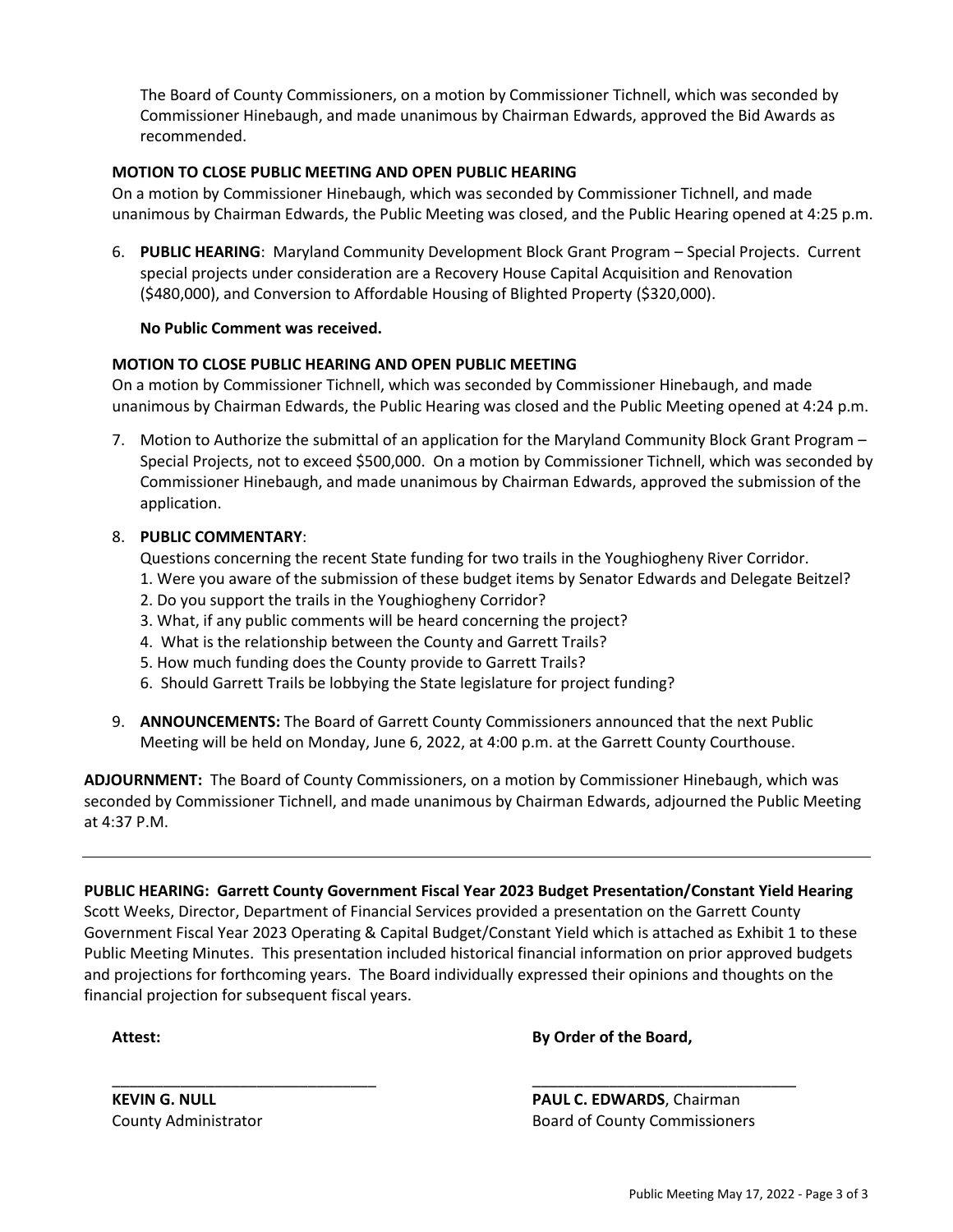The Board of County Commissioners, on a motion by Commissioner Tichnell, which was seconded by Commissioner Hinebaugh, and made unanimous by Chairman Edwards, approved the Bid Awards as recommended.

**MOTION TO CLOSE PUBLIC MEETING AND OPEN PUBLIC HEARING**

On a motion by Commissioner Hinebaugh, which was seconded by Commissioner Tichnell, and made unanimous by Chairman Edwards, the Public Meeting was closed, and the Public Hearing opened at 4:25 p.m.

6. **PUBLIC HEARING**: Maryland Community Development Block Grant Program – Special Projects. Current special projects under consideration are a Recovery House Capital Acquisition and Renovation ($480,000), and Conversion to Affordable Housing of Blighted Property ($320,000).

   **No Public Comment was received.**

**MOTION TO CLOSE PUBLIC HEARING AND OPEN PUBLIC MEETING**

On a motion by Commissioner Tichnell, which was seconded by Commissioner Hinebaugh, and made unanimous by Chairman Edwards, the Public Hearing was closed and the Public Meeting opened at 4:24 p.m.

7. Motion to Authorize the submittal of an application for the Maryland Community Block Grant Program – Special Projects, not to exceed $500,000. On a motion by Commissioner Tichnell, which was seconded by Commissioner Hinebaugh, and made unanimous by Chairman Edwards, approved the submission of the application.

8. **PUBLIC COMMENTARY**:

   Questions concerning the recent State funding for two trails in the Youghiogheny River Corridor.

   1. Were you aware of the submission of these budget items by Senator Edwards and Delegate Beitzel?
   2. Do you support the trails in the Youghiogheny Corridor?
   3. What, if any public comments will be heard concerning the project?
   4. What is the relationship between the County and Garrett Trails?
   5. How much funding does the County provide to Garrett Trails?
   6. Should Garrett Trails be lobbying the State legislature for project funding?

9. **ANNOUNCEMENTS:** The Board of Garrett County Commissioners announced that the next Public Meeting will be held on Monday, June 6, 2022, at 4:00 p.m. at the Garrett County Courthouse.

**ADJOURNMENT:** The Board of County Commissioners, on a motion by Commissioner Hinebaugh, which was seconded by Commissioner Tichnell, and made unanimous by Chairman Edwards, adjourned the Public Meeting at 4:37 P.M.

---

**PUBLIC HEARING: Garrett County Government Fiscal Year 2023 Budget Presentation/Constant Yield Hearing**

Scott Weeks, Director, Department of Financial Services provided a presentation on the Garrett County Government Fiscal Year 2023 Operating & Capital Budget/Constant Yield which is attached as Exhibit 1 to these Public Meeting Minutes. This presentation included historical financial information on prior approved budgets and projections for forthcoming years. The Board individually expressed their opinions and thoughts on the financial projection for subsequent fiscal years.

**Attest:**

_______________________________

**KEVIN G. NULL**
County Administrator

**By Order of the Board,**

_______________________________

**PAUL C. EDWARDS**, Chairman
Board of County Commissioners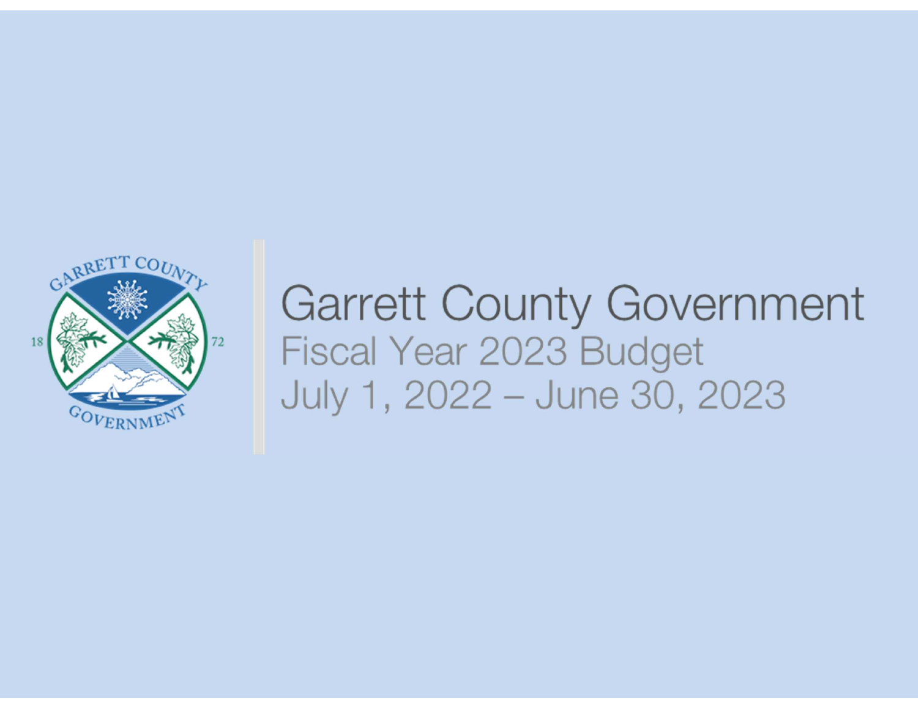# Garrett County Government

## Fiscal Year 2023 Budget

## July 1, 2022 – June 30, 2023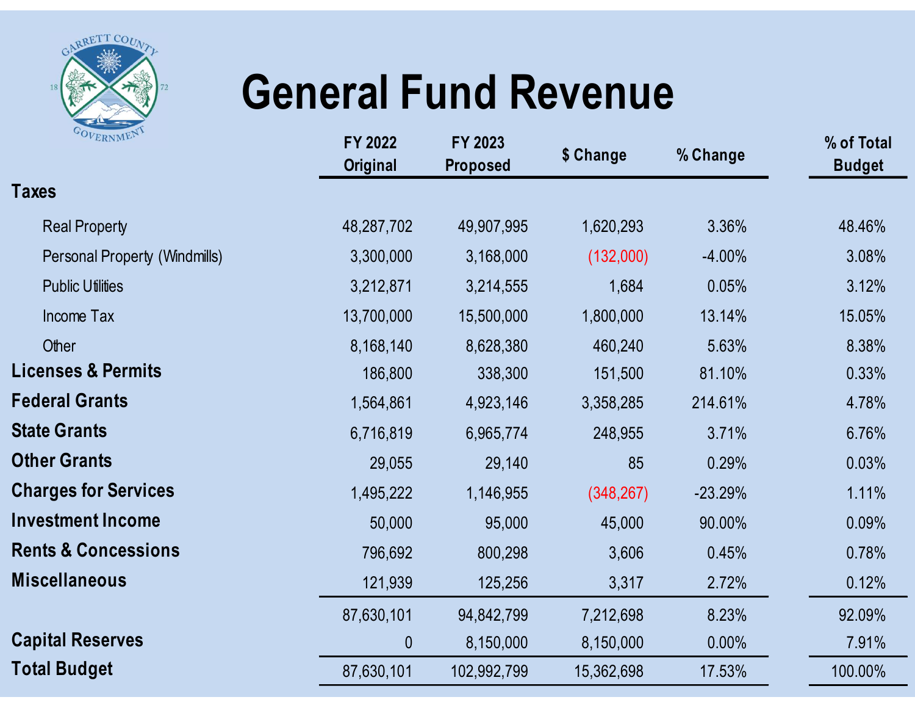# General Fund Revenue

| | FY 2022 Original | FY 2023 Proposed | $ Change | % Change | % of Total Budget |
|---|---|---|---|---|---|
| **Taxes** | | | | | |
| Real Property | 48,287,702 | 49,907,995 | 1,620,293 | 3.36% | 48.46% |
| Personal Property (Windmills) | 3,300,000 | 3,168,000 | (132,000) | -4.00% | 3.08% |
| Public Utilities | 3,212,871 | 3,214,555 | 1,684 | 0.05% | 3.12% |
| Income Tax | 13,700,000 | 15,500,000 | 1,800,000 | 13.14% | 15.05% |
| Other | 8,168,140 | 8,628,380 | 460,240 | 5.63% | 8.38% |
| **Licenses & Permits** | 186,800 | 338,300 | 151,500 | 81.10% | 0.33% |
| **Federal Grants** | 1,564,861 | 4,923,146 | 3,358,285 | 214.61% | 4.78% |
| **State Grants** | 6,716,819 | 6,965,774 | 248,955 | 3.71% | 6.76% |
| **Other Grants** | 29,055 | 29,140 | 85 | 0.29% | 0.03% |
| **Charges for Services** | 1,495,222 | 1,146,955 | (348,267) | -23.29% | 1.11% |
| **Investment Income** | 50,000 | 95,000 | 45,000 | 90.00% | 0.09% |
| **Rents & Concessions** | 796,692 | 800,298 | 3,606 | 0.45% | 0.78% |
| **Miscellaneous** | 121,939 | 125,256 | 3,317 | 2.72% | 0.12% |
| | 87,630,101 | 94,842,799 | 7,212,698 | 8.23% | 92.09% |
| **Capital Reserves** | 0 | 8,150,000 | 8,150,000 | 0.00% | 7.91% |
| **Total Budget** | 87,630,101 | 102,992,799 | 15,362,698 | 17.53% | 100.00% |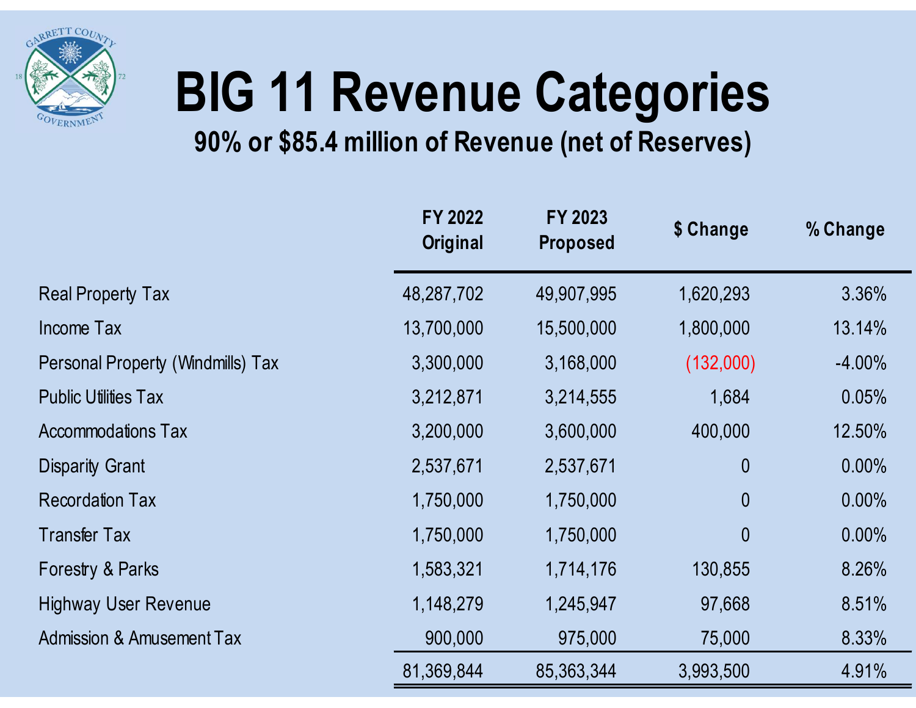# BIG 11 Revenue Categories

## 90% or $85.4 million of Revenue (net of Reserves)

| | FY 2022 Original | FY 2023 Proposed | $ Change | % Change |
|---|---|---|---|---|
| Real Property Tax | 48,287,702 | 49,907,995 | 1,620,293 | 3.36% |
| Income Tax | 13,700,000 | 15,500,000 | 1,800,000 | 13.14% |
| Personal Property (Windmills) Tax | 3,300,000 | 3,168,000 | (132,000) | -4.00% |
| Public Utilities Tax | 3,212,871 | 3,214,555 | 1,684 | 0.05% |
| Accommodations Tax | 3,200,000 | 3,600,000 | 400,000 | 12.50% |
| Disparity Grant | 2,537,671 | 2,537,671 | 0 | 0.00% |
| Recordation Tax | 1,750,000 | 1,750,000 | 0 | 0.00% |
| Transfer Tax | 1,750,000 | 1,750,000 | 0 | 0.00% |
| Forestry & Parks | 1,583,321 | 1,714,176 | 130,855 | 8.26% |
| Highway User Revenue | 1,148,279 | 1,245,947 | 97,668 | 8.51% |
| Admission & Amusement Tax | 900,000 | 975,000 | 75,000 | 8.33% |
| | 81,369,844 | 85,363,344 | 3,993,500 | 4.91% |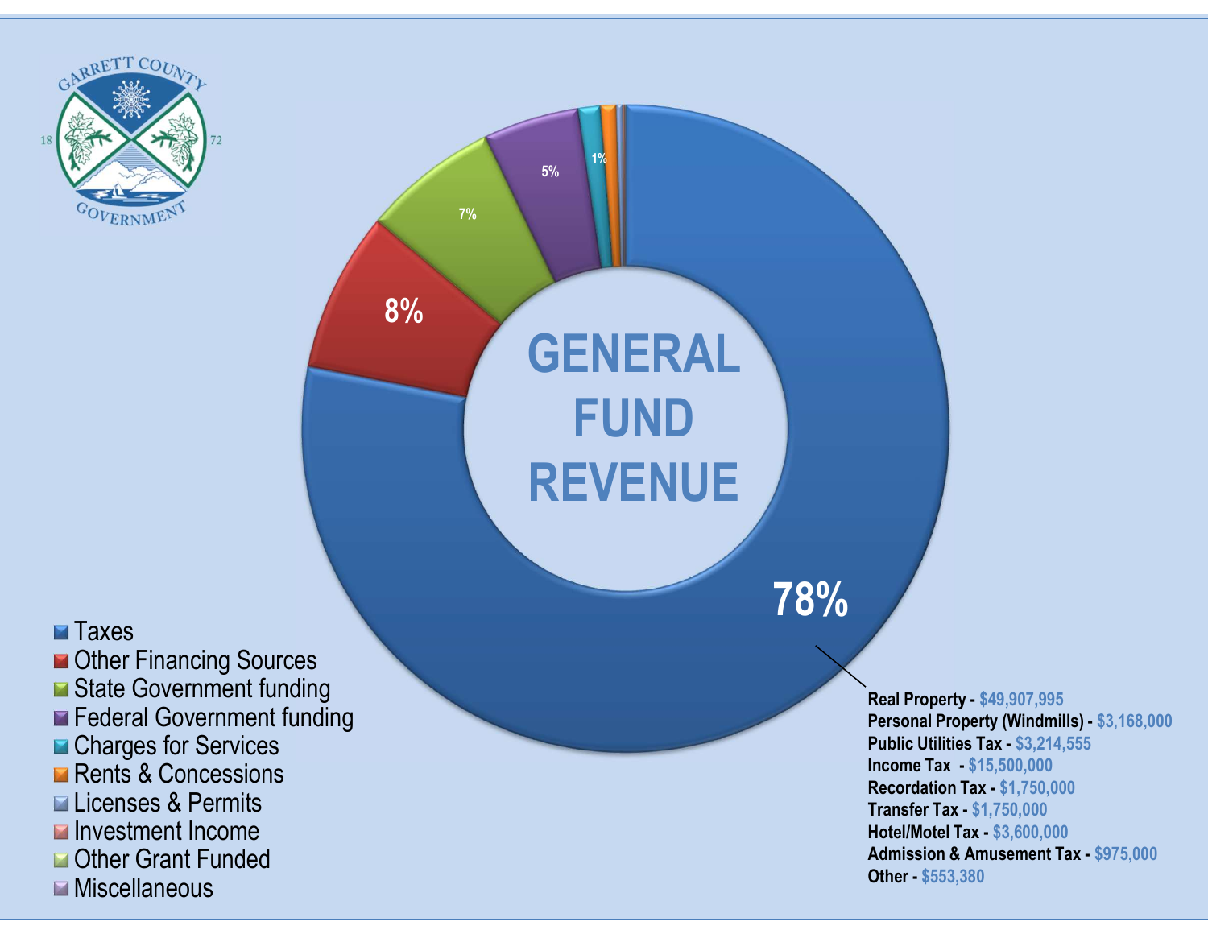# GENERAL FUND REVENUE

- Taxes
- Other Financing Sources
- State Government funding
- Federal Government funding
- Charges for Services
- Rents & Concessions
- Licenses & Permits
- Investment Income
- Other Grant Funded
- Miscellaneous

78%

8%

7%

5%

1%

**Real Property** - $49,907,995
**Personal Property (Windmills)** - $3,168,000
**Public Utilities Tax** - $3,214,555
**Income Tax** - $15,500,000
**Recordation Tax** - $1,750,000
**Transfer Tax** - $1,750,000
**Hotel/Motel Tax** - $3,600,000
**Admission & Amusement Tax** - $975,000
**Other** - $553,380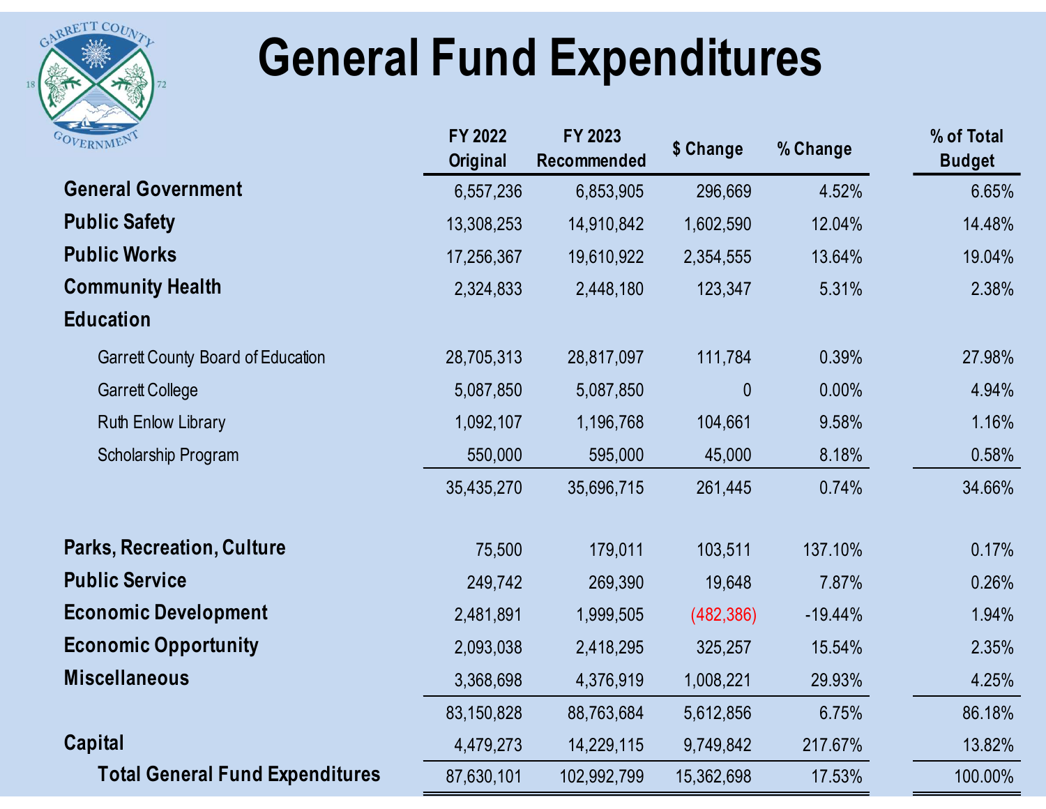# General Fund Expenditures

| | FY 2022 Original | FY 2023 Recommended | $ Change | % Change | % of Total Budget |
|---|---|---|---|---|---|
| **General Government** | 6,557,236 | 6,853,905 | 296,669 | 4.52% | 6.65% |
| **Public Safety** | 13,308,253 | 14,910,842 | 1,602,590 | 12.04% | 14.48% |
| **Public Works** | 17,256,367 | 19,610,922 | 2,354,555 | 13.64% | 19.04% |
| **Community Health** | 2,324,833 | 2,448,180 | 123,347 | 5.31% | 2.38% |
| **Education** | | | | | |
| Garrett County Board of Education | 28,705,313 | 28,817,097 | 111,784 | 0.39% | 27.98% |
| Garrett College | 5,087,850 | 5,087,850 | 0 | 0.00% | 4.94% |
| Ruth Enlow Library | 1,092,107 | 1,196,768 | 104,661 | 9.58% | 1.16% |
| Scholarship Program | 550,000 | 595,000 | 45,000 | 8.18% | 0.58% |
| | 35,435,270 | 35,696,715 | 261,445 | 0.74% | 34.66% |
| **Parks, Recreation, Culture** | 75,500 | 179,011 | 103,511 | 137.10% | 0.17% |
| **Public Service** | 249,742 | 269,390 | 19,648 | 7.87% | 0.26% |
| **Economic Development** | 2,481,891 | 1,999,505 | (482,386) | -19.44% | 1.94% |
| **Economic Opportunity** | 2,093,038 | 2,418,295 | 325,257 | 15.54% | 2.35% |
| **Miscellaneous** | 3,368,698 | 4,376,919 | 1,008,221 | 29.93% | 4.25% |
| | 83,150,828 | 88,763,684 | 5,612,856 | 6.75% | 86.18% |
| **Capital** | 4,479,273 | 14,229,115 | 9,749,842 | 217.67% | 13.82% |
| **Total General Fund Expenditures** | 87,630,101 | 102,992,799 | 15,362,698 | 17.53% | 100.00% |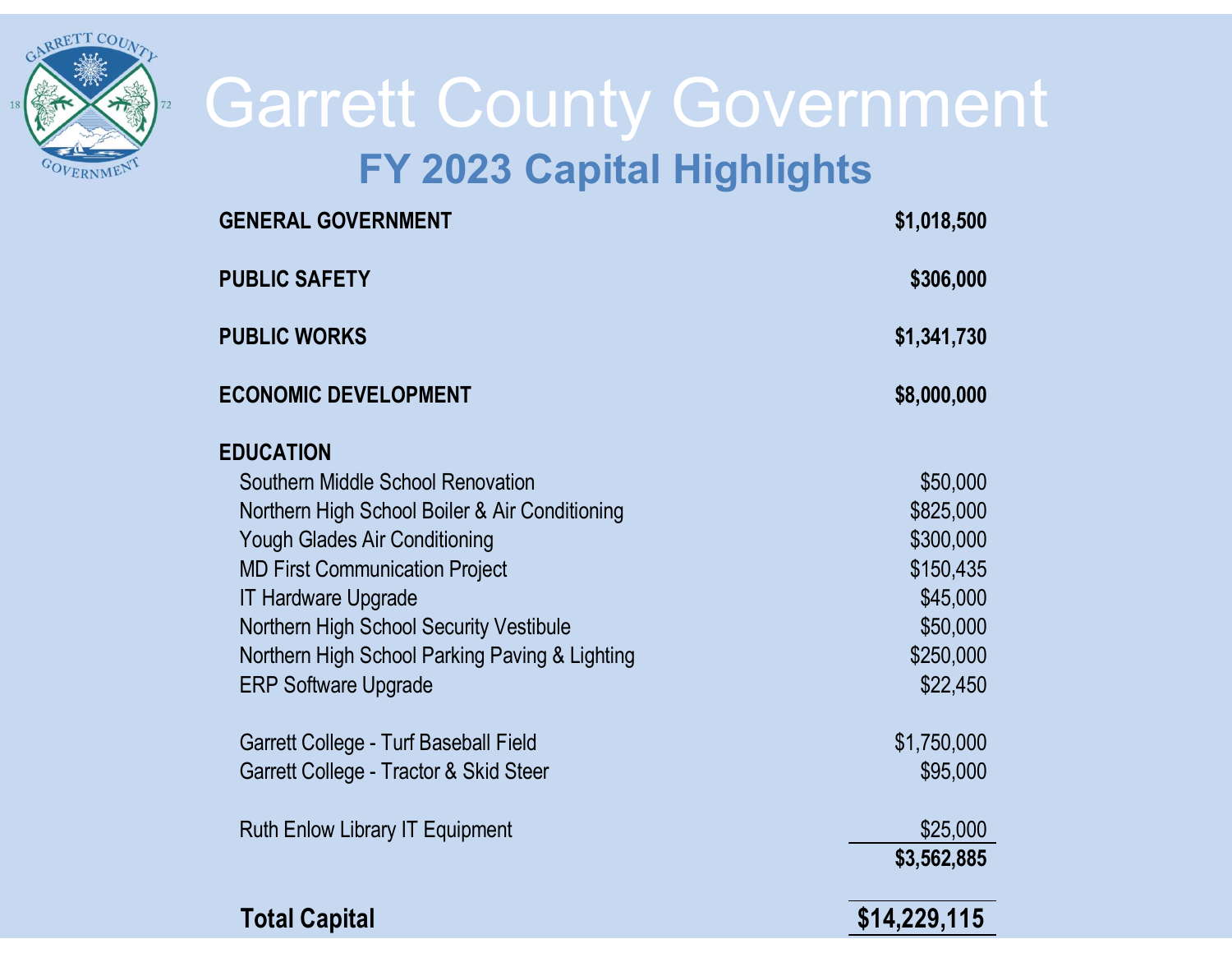# Garrett County Government

## FY 2023 Capital Highlights

| | |
|---|---:|
| **GENERAL GOVERNMENT** | **$1,018,500** |
| **PUBLIC SAFETY** | **$306,000** |
| **PUBLIC WORKS** | **$1,341,730** |
| **ECONOMIC DEVELOPMENT** | **$8,000,000** |
| **EDUCATION** | |
| Southern Middle School Renovation | $50,000 |
| Northern High School Boiler & Air Conditioning | $825,000 |
| Yough Glades Air Conditioning | $300,000 |
| MD First Communication Project | $150,435 |
| IT Hardware Upgrade | $45,000 |
| Northern High School Security Vestibule | $50,000 |
| Northern High School Parking Paving & Lighting | $250,000 |
| ERP Software Upgrade | $22,450 |
| Garrett College - Turf Baseball Field | $1,750,000 |
| Garrett College - Tractor & Skid Steer | $95,000 |
| Ruth Enlow Library IT Equipment | $25,000 |
| | **$3,562,885** |
| **Total Capital** | **$14,229,115** |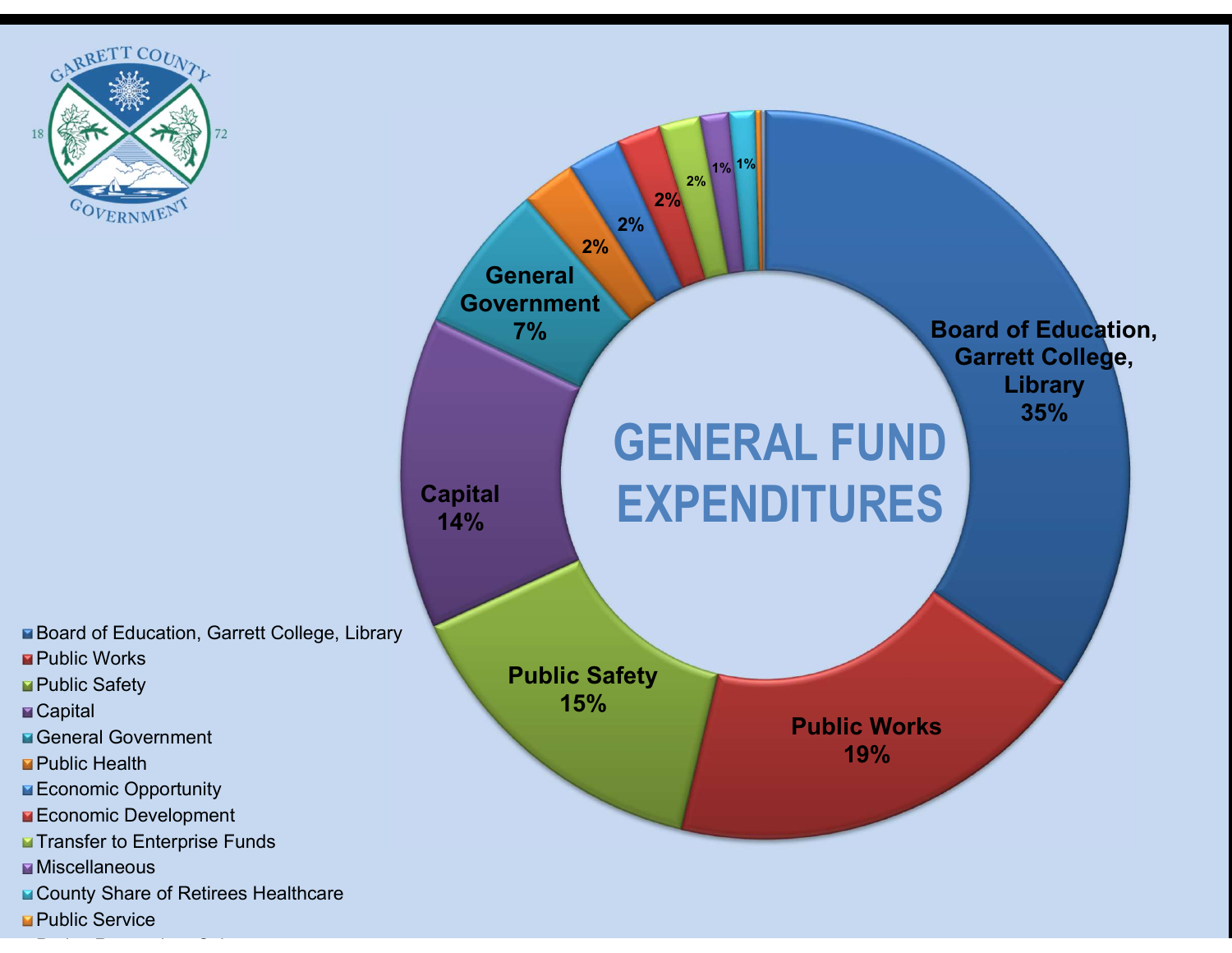GARRETT COUNTY GOVERNMENT 1872

# GENERAL FUND EXPENDITURES

- Board of Education, Garrett College, Library — 35%
- Public Works — 19%
- Public Safety — 15%
- Capital — 14%
- General Government — 7%
- Public Health — 2%
- Economic Opportunity — 2%
- Economic Development — 2%
- Transfer to Enterprise Funds — 2%
- Miscellaneous — 1%
- County Share of Retirees Healthcare — 1%
- Public Service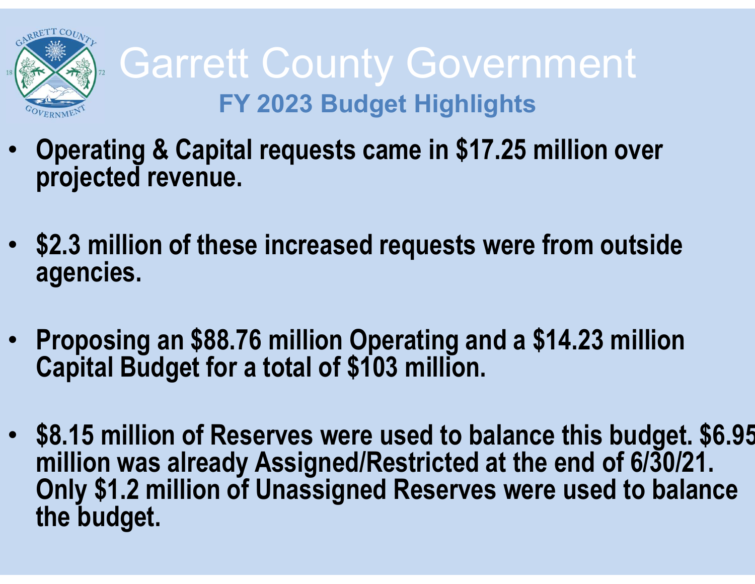# Garrett County Government

## FY 2023 Budget Highlights

- **Operating & Capital requests came in $17.25 million over projected revenue.**
- **$2.3 million of these increased requests were from outside agencies.**
- **Proposing an $88.76 million Operating and a $14.23 million Capital Budget for a total of $103 million.**
- **$8.15 million of Reserves were used to balance this budget. $6.95 million was already Assigned/Restricted at the end of 6/30/21. Only $1.2 million of Unassigned Reserves were used to balance the budget.**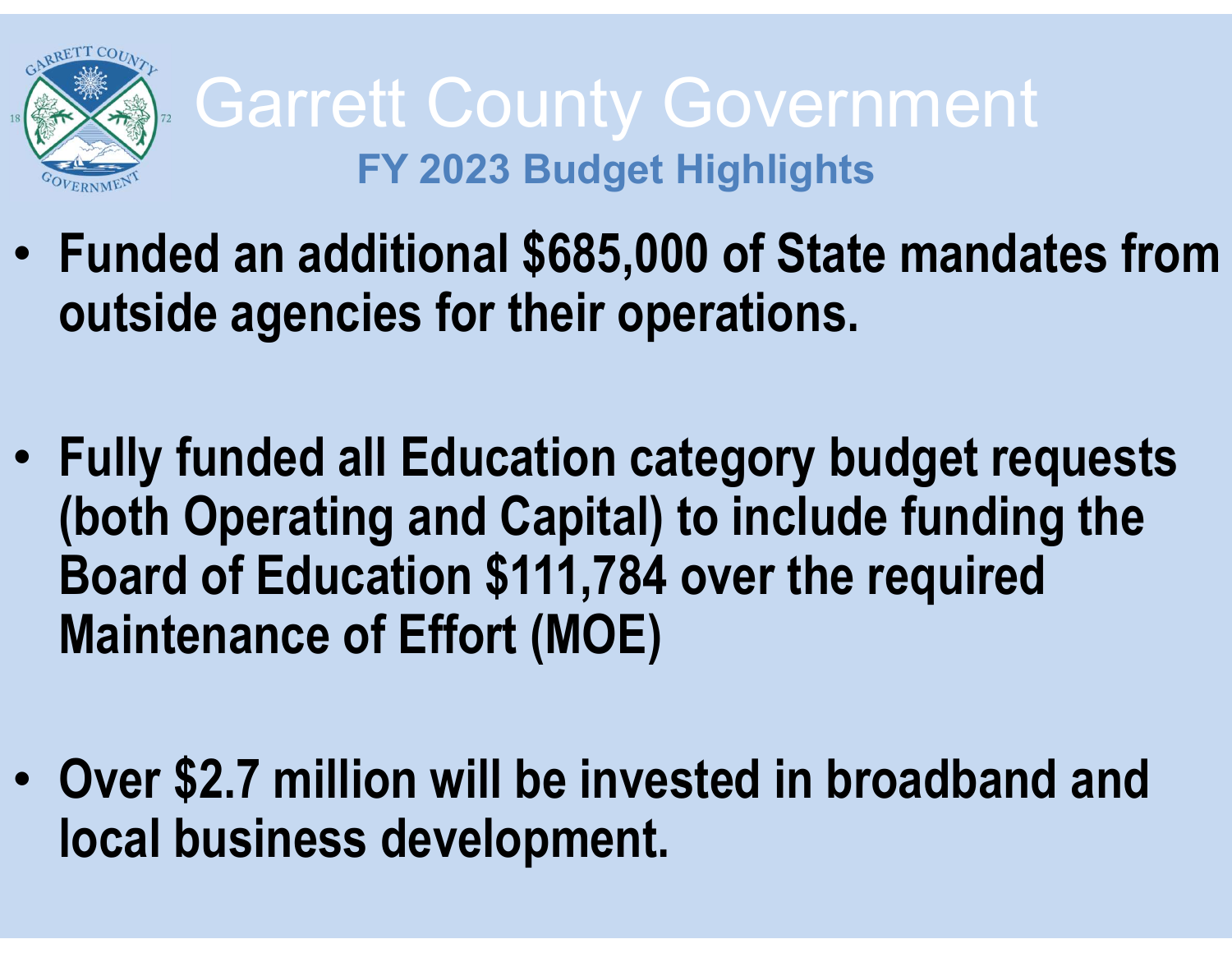# Garrett County Government

## FY 2023 Budget Highlights

- **Funded an additional $685,000 of State mandates from outside agencies for their operations.**
- **Fully funded all Education category budget requests (both Operating and Capital) to include funding the Board of Education $111,784 over the required Maintenance of Effort (MOE)**
- **Over $2.7 million will be invested in broadband and local business development.**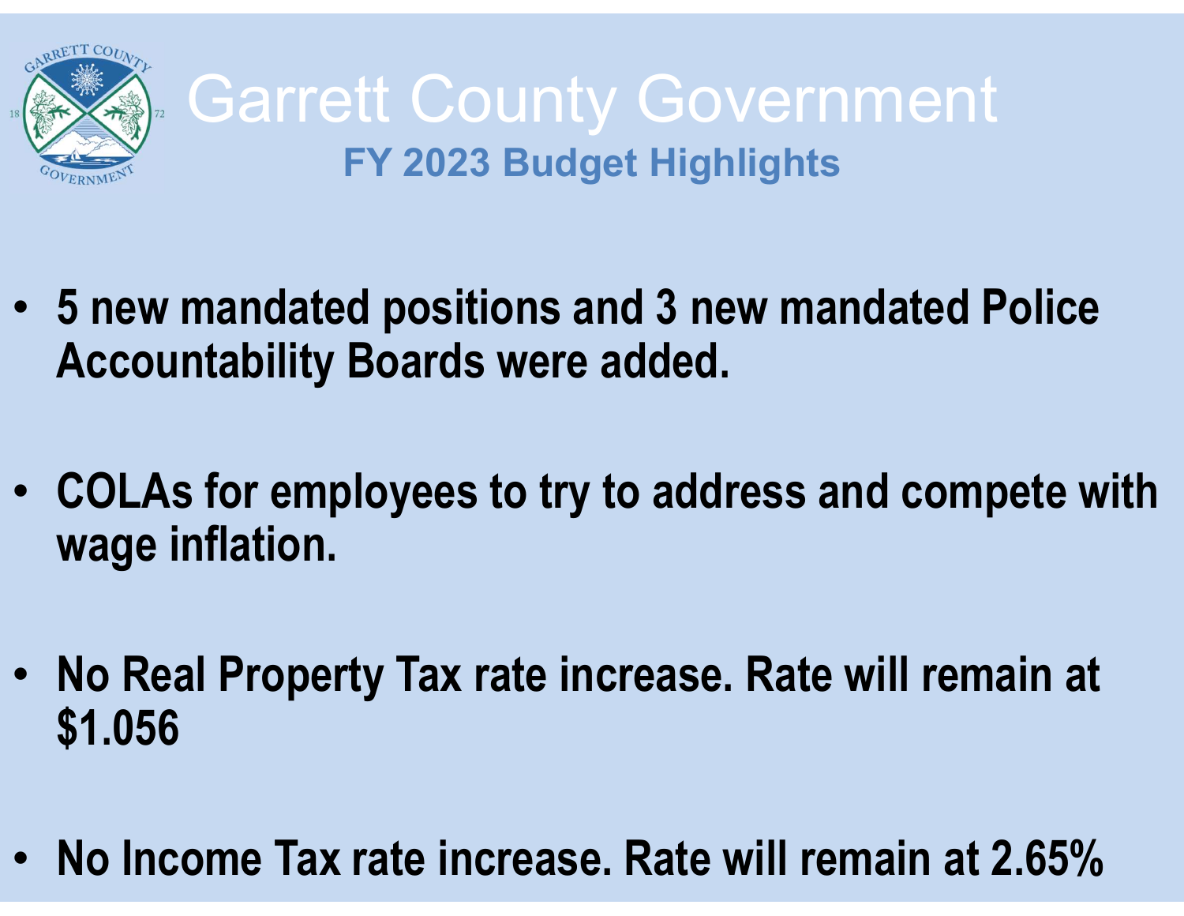# Garrett County Government

## FY 2023 Budget Highlights

- **5 new mandated positions and 3 new mandated Police Accountability Boards were added.**
- **COLAs for employees to try to address and compete with wage inflation.**
- **No Real Property Tax rate increase. Rate will remain at $1.056**
- **No Income Tax rate increase. Rate will remain at 2.65%**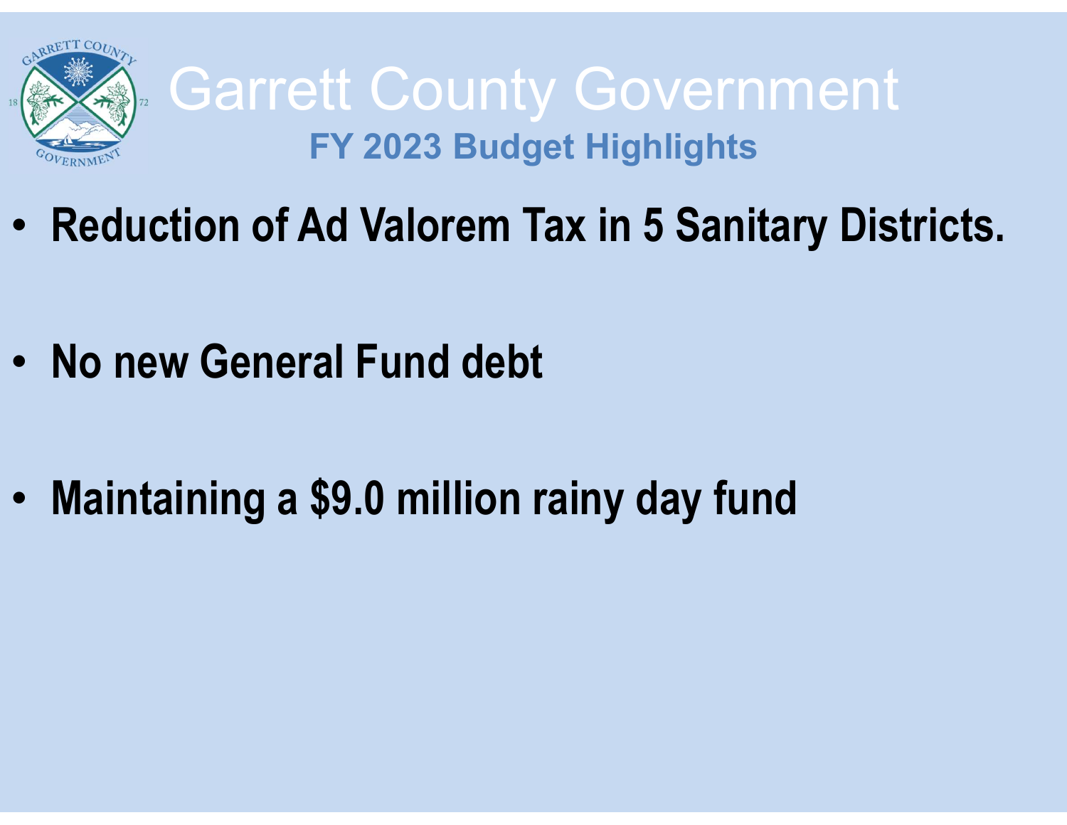# Garrett County Government

## FY 2023 Budget Highlights

- **Reduction of Ad Valorem Tax in 5 Sanitary Districts.**
- **No new General Fund debt**
- **Maintaining a $9.0 million rainy day fund**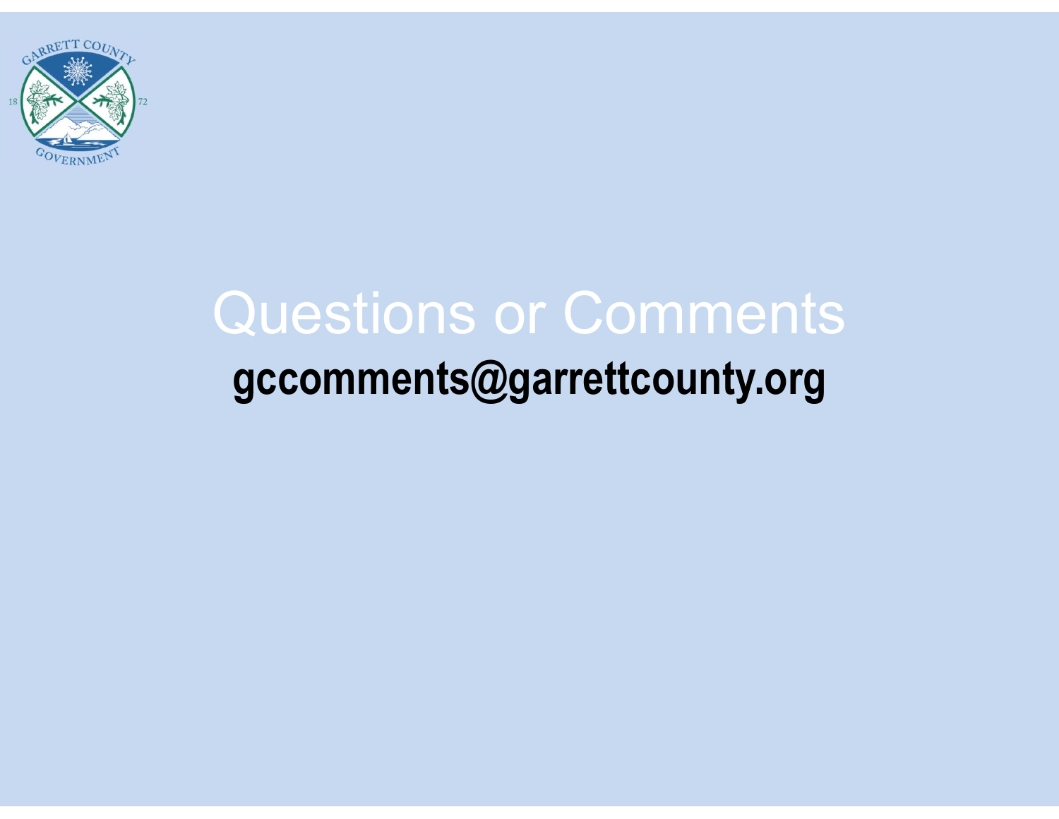# Questions or Comments

**gccomments@garrettcounty.org**